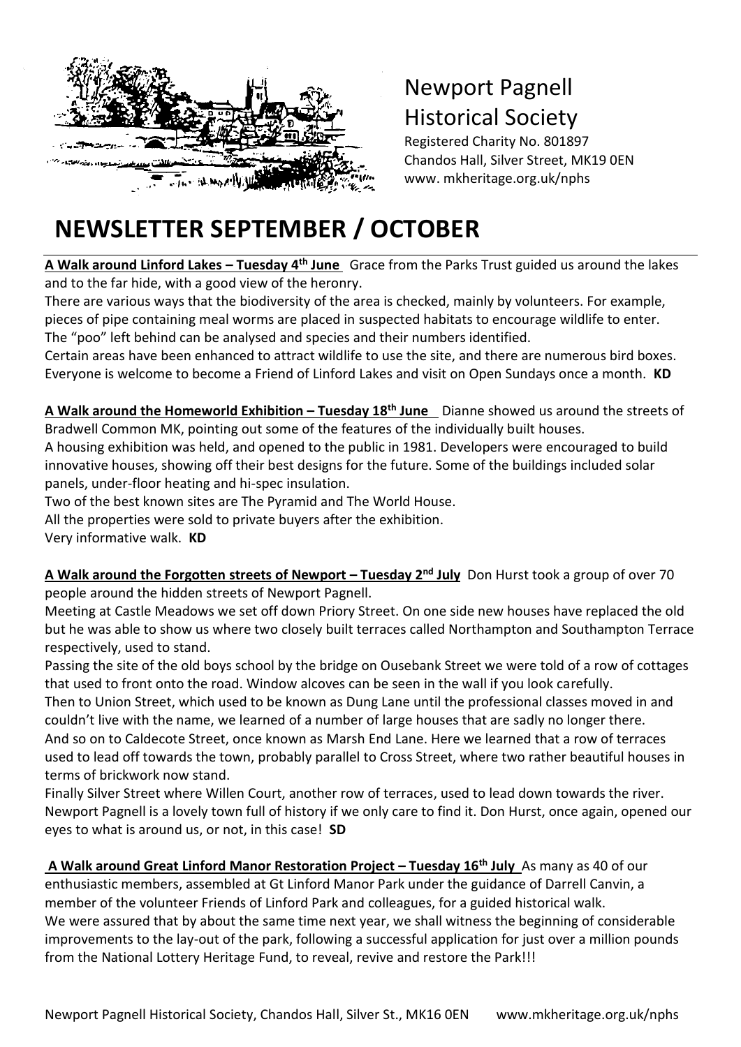# Newport Pagnell Historical Society

Registered Charity No. 801897
Chandos Hall, Silver Street, MK19 0EN
www. mkheritage.org.uk/nphs

## NEWSLETTER SEPTEMBER / OCTOBER

**A Walk around Linford Lakes – Tuesday 4th June** Grace from the Parks Trust guided us around the lakes and to the far hide, with a good view of the heronry.

There are various ways that the biodiversity of the area is checked, mainly by volunteers. For example, pieces of pipe containing meal worms are placed in suspected habitats to encourage wildlife to enter. The "poo" left behind can be analysed and species and their numbers identified.

Certain areas have been enhanced to attract wildlife to use the site, and there are numerous bird boxes. Everyone is welcome to become a Friend of Linford Lakes and visit on Open Sundays once a month. **KD**

**A Walk around the Homeworld Exhibition – Tuesday 18th June** Dianne showed us around the streets of Bradwell Common MK, pointing out some of the features of the individually built houses.

A housing exhibition was held, and opened to the public in 1981. Developers were encouraged to build innovative houses, showing off their best designs for the future. Some of the buildings included solar panels, under-floor heating and hi-spec insulation.

Two of the best known sites are The Pyramid and The World House.

All the properties were sold to private buyers after the exhibition.

Very informative walk. **KD**

**A Walk around the Forgotten streets of Newport – Tuesday 2nd July** Don Hurst took a group of over 70 people around the hidden streets of Newport Pagnell.

Meeting at Castle Meadows we set off down Priory Street. On one side new houses have replaced the old but he was able to show us where two closely built terraces called Northampton and Southampton Terrace respectively, used to stand.

Passing the site of the old boys school by the bridge on Ousebank Street we were told of a row of cottages that used to front onto the road. Window alcoves can be seen in the wall if you look carefully.

Then to Union Street, which used to be known as Dung Lane until the professional classes moved in and couldn't live with the name, we learned of a number of large houses that are sadly no longer there.

And so on to Caldecote Street, once known as Marsh End Lane. Here we learned that a row of terraces used to lead off towards the town, probably parallel to Cross Street, where two rather beautiful houses in terms of brickwork now stand.

Finally Silver Street where Willen Court, another row of terraces, used to lead down towards the river. Newport Pagnell is a lovely town full of history if we only care to find it. Don Hurst, once again, opened our eyes to what is around us, or not, in this case! **SD**

**A Walk around Great Linford Manor Restoration Project – Tuesday 16th July** As many as 40 of our enthusiastic members, assembled at Gt Linford Manor Park under the guidance of Darrell Canvin, a member of the volunteer Friends of Linford Park and colleagues, for a guided historical walk.

We were assured that by about the same time next year, we shall witness the beginning of considerable improvements to the lay-out of the park, following a successful application for just over a million pounds from the National Lottery Heritage Fund, to reveal, revive and restore the Park!!!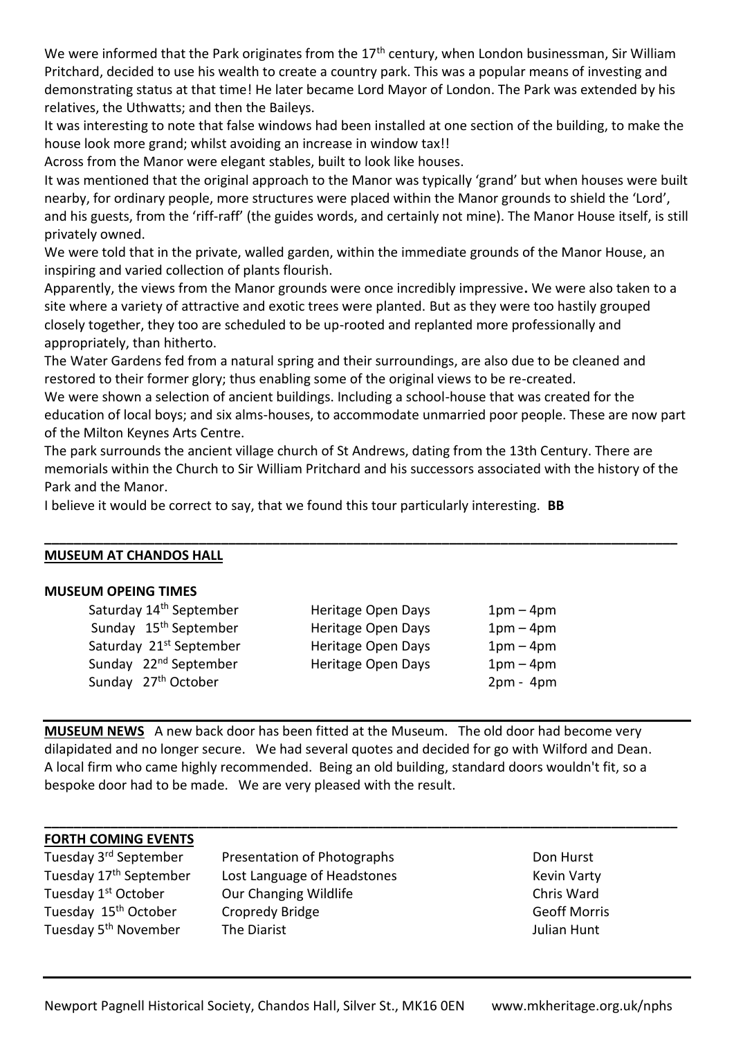We were informed that the Park originates from the 17th century, when London businessman, Sir William Pritchard, decided to use his wealth to create a country park. This was a popular means of investing and demonstrating status at that time! He later became Lord Mayor of London. The Park was extended by his relatives, the Uthwatts; and then the Baileys.

It was interesting to note that false windows had been installed at one section of the building, to make the house look more grand; whilst avoiding an increase in window tax!!

Across from the Manor were elegant stables, built to look like houses.

It was mentioned that the original approach to the Manor was typically 'grand' but when houses were built nearby, for ordinary people, more structures were placed within the Manor grounds to shield the 'Lord', and his guests, from the 'riff-raff' (the guides words, and certainly not mine). The Manor House itself, is still privately owned.

We were told that in the private, walled garden, within the immediate grounds of the Manor House, an inspiring and varied collection of plants flourish.

Apparently, the views from the Manor grounds were once incredibly impressive**.** We were also taken to a site where a variety of attractive and exotic trees were planted. But as they were too hastily grouped closely together, they too are scheduled to be up-rooted and replanted more professionally and appropriately, than hitherto.

The Water Gardens fed from a natural spring and their surroundings, are also due to be cleaned and restored to their former glory; thus enabling some of the original views to be re-created.

We were shown a selection of ancient buildings. Including a school-house that was created for the education of local boys; and six alms-houses, to accommodate unmarried poor people. These are now part of the Milton Keynes Arts Centre.

The park surrounds the ancient village church of St Andrews, dating from the 13th Century. There are memorials within the Church to Sir William Pritchard and his successors associated with the history of the Park and the Manor.

I believe it would be correct to say, that we found this tour particularly interesting. **BB**

---

## MUSEUM AT CHANDOS HALL

**MUSEUM OPEING TIMES**

| | | |
|---|---|---|
| Saturday 14th September | Heritage Open Days | 1pm – 4pm |
| Sunday 15th September | Heritage Open Days | 1pm – 4pm |
| Saturday 21st September | Heritage Open Days | 1pm – 4pm |
| Sunday 22nd September | Heritage Open Days | 1pm – 4pm |
| Sunday 27th October | | 2pm - 4pm |

---

**MUSEUM NEWS** A new back door has been fitted at the Museum. The old door had become very dilapidated and no longer secure. We had several quotes and decided for go with Wilford and Dean. A local firm who came highly recommended. Being an old building, standard doors wouldn't fit, so a bespoke door had to be made. We are very pleased with the result.

---

## FORTH COMING EVENTS

| | | |
|---|---|---|
| Tuesday 3rd September | Presentation of Photographs | Don Hurst |
| Tuesday 17th September | Lost Language of Headstones | Kevin Varty |
| Tuesday 1st October | Our Changing Wildlife | Chris Ward |
| Tuesday 15th October | Cropredy Bridge | Geoff Morris |
| Tuesday 5th November | The Diarist | Julian Hunt |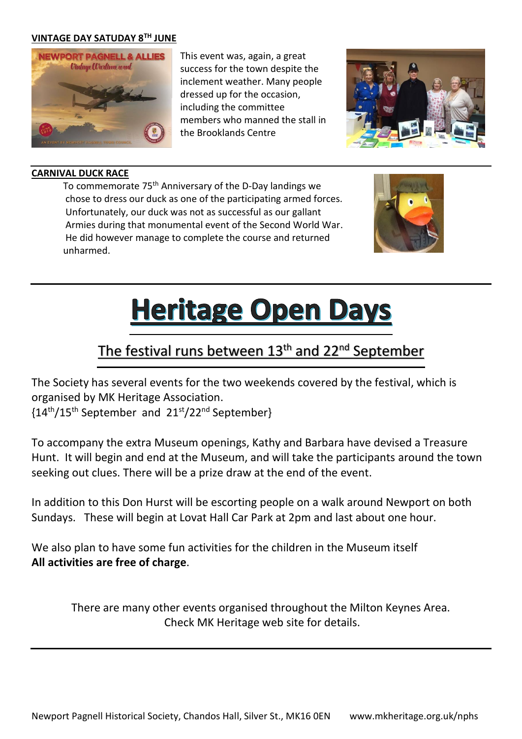## VINTAGE DAY SATUDAY 8TH JUNE

This event was, again, a great success for the town despite the inclement weather. Many people dressed up for the occasion, including the committee members who manned the stall in the Brooklands Centre

## CARNIVAL DUCK RACE

To commemorate 75th Anniversary of the D-Day landings we chose to dress our duck as one of the participating armed forces. Unfortunately, our duck was not as successful as our gallant Armies during that monumental event of the Second World War. He did however manage to complete the course and returned unharmed.

# Heritage Open Days

## The festival runs between 13th and 22nd September

The Society has several events for the two weekends covered by the festival, which is organised by MK Heritage Association.
{14th/15th September and 21st/22nd September}

To accompany the extra Museum openings, Kathy and Barbara have devised a Treasure Hunt. It will begin and end at the Museum, and will take the participants around the town seeking out clues. There will be a prize draw at the end of the event.

In addition to this Don Hurst will be escorting people on a walk around Newport on both Sundays. These will begin at Lovat Hall Car Park at 2pm and last about one hour.

We also plan to have some fun activities for the children in the Museum itself
**All activities are free of charge**.

There are many other events organised throughout the Milton Keynes Area.
Check MK Heritage web site for details.